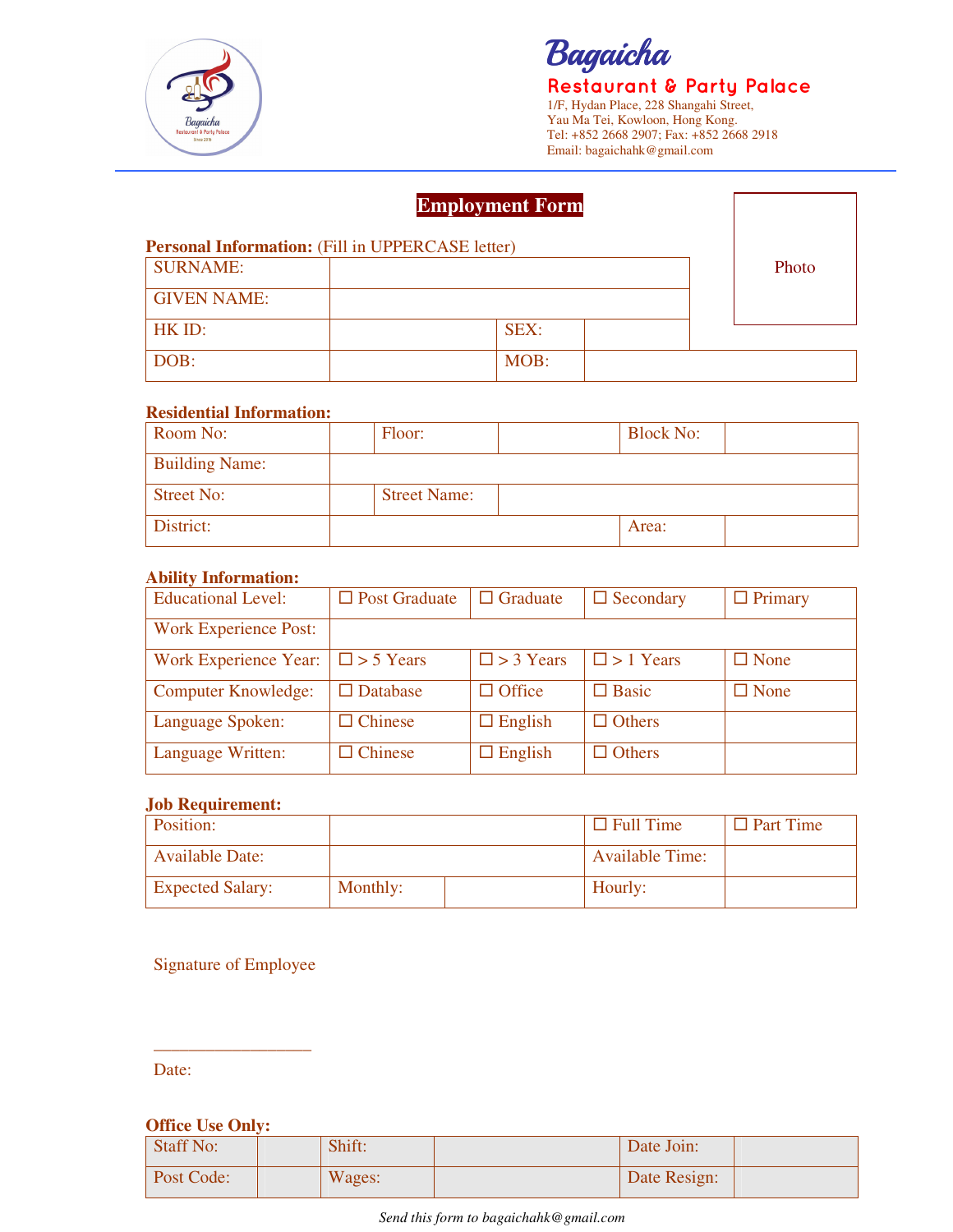# Bagaicha

## Restaurant & Party Palace

1/F, Hydan Place, 228 Shangahi Street,
Yau Ma Tei, Kowloon, Hong Kong.
Tel: +852 2668 2907; Fax: +852 2668 2918
Email: bagaichahk@gmail.com

# Employment Form

Photo

**Personal Information:** (Fill in UPPERCASE letter)

| SURNAME: | | | |
|---|---|---|---|
| GIVEN NAME: | | | |
| HK ID: | | SEX: | |
| DOB: | | MOB: | |

**Residential Information:**

| Room No: | | Floor: | | Block No: | |
|---|---|---|---|---|---|
| Building Name: | | | | | |
| Street No: | | Street Name: | | | |
| District: | | | | Area: | |

**Ability Information:**

| Educational Level: | ☐ Post Graduate | ☐ Graduate | ☐ Secondary | ☐ Primary |
|---|---|---|---|---|
| Work Experience Post: | | | | |
| Work Experience Year: | ☐ > 5 Years | ☐ > 3 Years | ☐ > 1 Years | ☐ None |
| Computer Knowledge: | ☐ Database | ☐ Office | ☐ Basic | ☐ None |
| Language Spoken: | ☐ Chinese | ☐ English | ☐ Others | |
| Language Written: | ☐ Chinese | ☐ English | ☐ Others | |

**Job Requirement:**

| Position: | | | ☐ Full Time | ☐ Part Time |
|---|---|---|---|---|
| Available Date: | | | Available Time: | |
| Expected Salary: | Monthly: | | Hourly: | |

Signature of Employee

\_\_\_\_\_\_\_\_\_\_\_\_\_\_\_\_\_\_

Date:

**Office Use Only:**

| Staff No: | | Shift: | | Date Join: | |
|---|---|---|---|---|---|
| Post Code: | | Wages: | | Date Resign: | |

*Send this form to bagaichahk@gmail.com*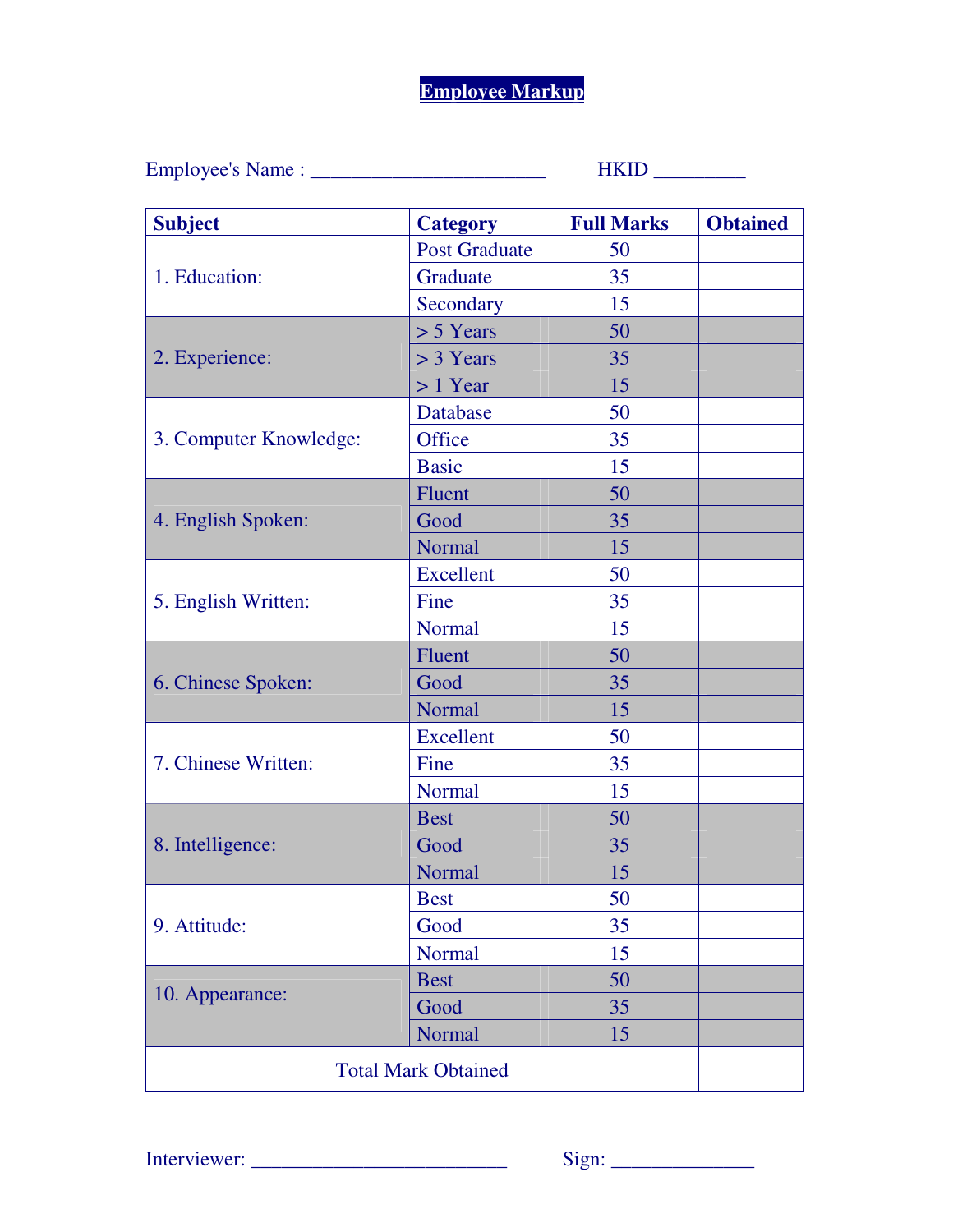# Employee Markup

Employee's Name : ________________________ HKID _________

| Subject | Category | Full Marks | Obtained |
|---|---|---|---|
| 1. Education: | Post Graduate | 50 | |
| | Graduate | 35 | |
| | Secondary | 15 | |
| 2. Experience: | > 5 Years | 50 | |
| | > 3 Years | 35 | |
| | > 1 Year | 15 | |
| 3. Computer Knowledge: | Database | 50 | |
| | Office | 35 | |
| | Basic | 15 | |
| 4. English Spoken: | Fluent | 50 | |
| | Good | 35 | |
| | Normal | 15 | |
| 5. English Written: | Excellent | 50 | |
| | Fine | 35 | |
| | Normal | 15 | |
| 6. Chinese Spoken: | Fluent | 50 | |
| | Good | 35 | |
| | Normal | 15 | |
| 7. Chinese Written: | Excellent | 50 | |
| | Fine | 35 | |
| | Normal | 15 | |
| 8. Intelligence: | Best | 50 | |
| | Good | 35 | |
| | Normal | 15 | |
| 9. Attitude: | Best | 50 | |
| | Good | 35 | |
| | Normal | 15 | |
| 10. Appearance: | Best | 50 | |
| | Good | 35 | |
| | Normal | 15 | |
| Total Mark Obtained | | | |

Interviewer: __________________________ Sign: ______________